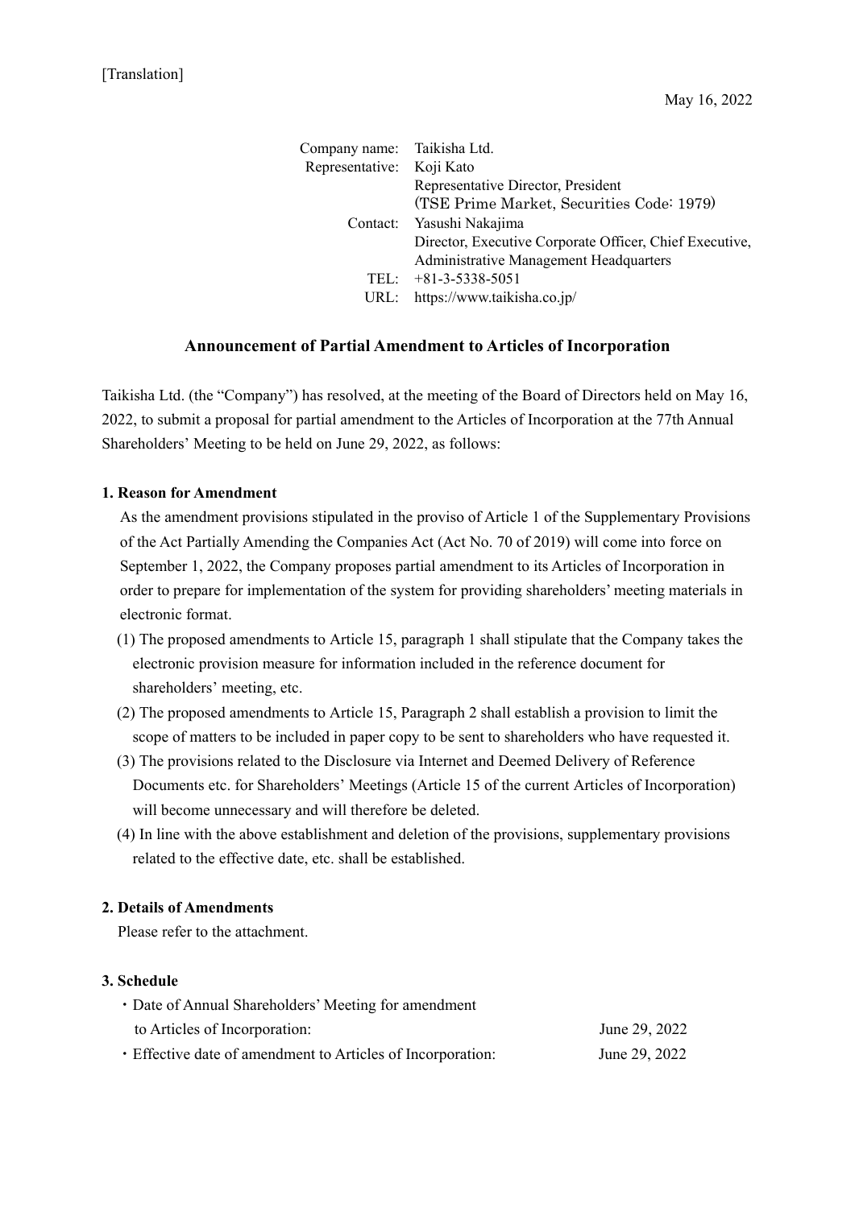[Translation]

May 16, 2022

Company name: Taikisha Ltd.
Representative: Koji Kato
Representative Director, President
(TSE Prime Market, Securities Code: 1979)
Contact: Yasushi Nakajima
Director, Executive Corporate Officer, Chief Executive, Administrative Management Headquarters
TEL: +81-3-5338-5051
URL: https://www.taikisha.co.jp/

## Announcement of Partial Amendment to Articles of Incorporation

Taikisha Ltd. (the "Company") has resolved, at the meeting of the Board of Directors held on May 16, 2022, to submit a proposal for partial amendment to the Articles of Incorporation at the 77th Annual Shareholders' Meeting to be held on June 29, 2022, as follows:

### 1. Reason for Amendment

As the amendment provisions stipulated in the proviso of Article 1 of the Supplementary Provisions of the Act Partially Amending the Companies Act (Act No. 70 of 2019) will come into force on September 1, 2022, the Company proposes partial amendment to its Articles of Incorporation in order to prepare for implementation of the system for providing shareholders' meeting materials in electronic format.

(1) The proposed amendments to Article 15, paragraph 1 shall stipulate that the Company takes the electronic provision measure for information included in the reference document for shareholders' meeting, etc.

(2) The proposed amendments to Article 15, Paragraph 2 shall establish a provision to limit the scope of matters to be included in paper copy to be sent to shareholders who have requested it.

(3) The provisions related to the Disclosure via Internet and Deemed Delivery of Reference Documents etc. for Shareholders' Meetings (Article 15 of the current Articles of Incorporation) will become unnecessary and will therefore be deleted.

(4) In line with the above establishment and deletion of the provisions, supplementary provisions related to the effective date, etc. shall be established.

### 2. Details of Amendments

Please refer to the attachment.

### 3. Schedule

- Date of Annual Shareholders' Meeting for amendment to Articles of Incorporation: June 29, 2022
- Effective date of amendment to Articles of Incorporation: June 29, 2022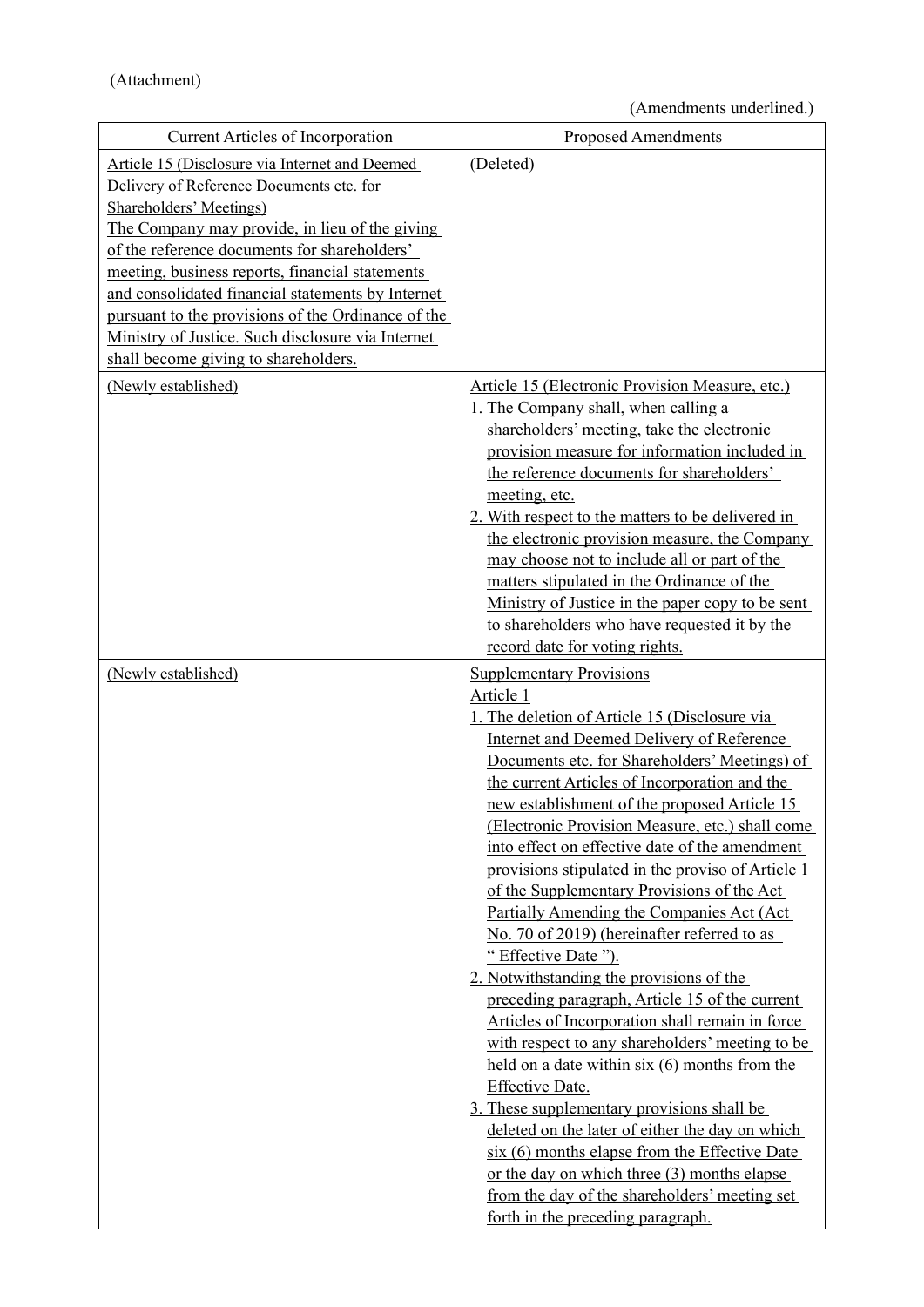(Attachment)

(Amendments underlined.)

| Current Articles of Incorporation | Proposed Amendments |
|---|---|
| Article 15 (Disclosure via Internet and Deemed Delivery of Reference Documents etc. for Shareholders' Meetings)<br>The Company may provide, in lieu of the giving of the reference documents for shareholders' meeting, business reports, financial statements and consolidated financial statements by Internet pursuant to the provisions of the Ordinance of the Ministry of Justice. Such disclosure via Internet shall become giving to shareholders. | (Deleted) |
| (Newly established) | Article 15 (Electronic Provision Measure, etc.)<br>1. The Company shall, when calling a shareholders' meeting, take the electronic provision measure for information included in the reference documents for shareholders' meeting, etc.<br>2. With respect to the matters to be delivered in the electronic provision measure, the Company may choose not to include all or part of the matters stipulated in the Ordinance of the Ministry of Justice in the paper copy to be sent to shareholders who have requested it by the record date for voting rights. |
| (Newly established) | Supplementary Provisions<br>Article 1<br>1. The deletion of Article 15 (Disclosure via Internet and Deemed Delivery of Reference Documents etc. for Shareholders' Meetings) of the current Articles of Incorporation and the new establishment of the proposed Article 15 (Electronic Provision Measure, etc.) shall come into effect on effective date of the amendment provisions stipulated in the proviso of Article 1 of the Supplementary Provisions of the Act Partially Amending the Companies Act (Act No. 70 of 2019) (hereinafter referred to as " Effective Date ").<br>2. Notwithstanding the provisions of the preceding paragraph, Article 15 of the current Articles of Incorporation shall remain in force with respect to any shareholders' meeting to be held on a date within six (6) months from the Effective Date.<br>3. These supplementary provisions shall be deleted on the later of either the day on which six (6) months elapse from the Effective Date or the day on which three (3) months elapse from the day of the shareholders' meeting set forth in the preceding paragraph. |